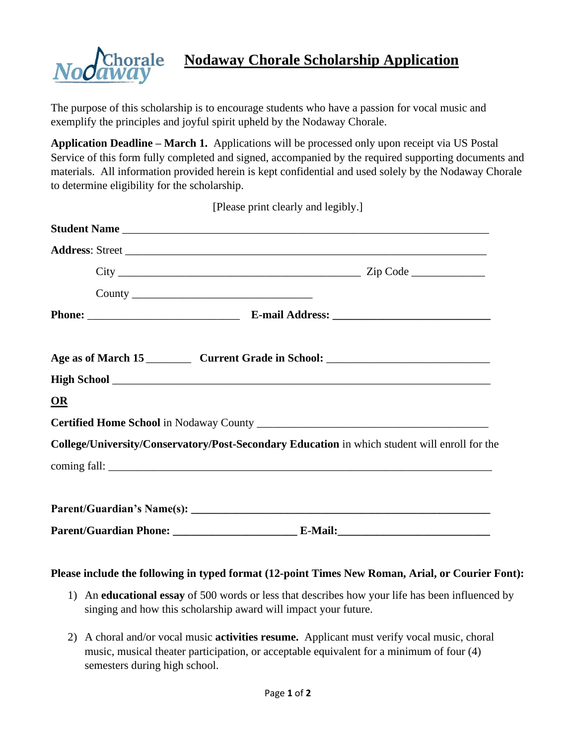# Nodaway Chorale Scholarship Application

The purpose of this scholarship is to encourage students who have a passion for vocal music and exemplify the principles and joyful spirit upheld by the Nodaway Chorale.

**Application Deadline – March 1.** Applications will be processed only upon receipt via US Postal Service of this form fully completed and signed, accompanied by the required supporting documents and materials. All information provided herein is kept confidential and used solely by the Nodaway Chorale to determine eligibility for the scholarship.

[Please print clearly and legibly.]

**Student Name** ___________________________________________________________________

**Address**: Street ___________________________________________________________________

City __________________________________________ Zip Code _____________

County ________________________________

**Phone:** ___________________________ **E-mail Address:** ____________________________

**Age as of March 15** ________ **Current Grade in School:** ____________________________

**High School** ______________________________________________________________________

**OR**

**Certified Home School** in Nodaway County _________________________________________

**College/University/Conservatory/Post-Secondary Education** in which student will enroll for the coming fall: ______________________________________________________________________

**Parent/Guardian's Name(s):** ______________________________________________________

**Parent/Guardian Phone:** _____________________ **E-Mail:**___________________________

**Please include the following in typed format (12-point Times New Roman, Arial, or Courier Font):**

1) An **educational essay** of 500 words or less that describes how your life has been influenced by singing and how this scholarship award will impact your future.

2) A choral and/or vocal music **activities resume.** Applicant must verify vocal music, choral music, musical theater participation, or acceptable equivalent for a minimum of four (4) semesters during high school.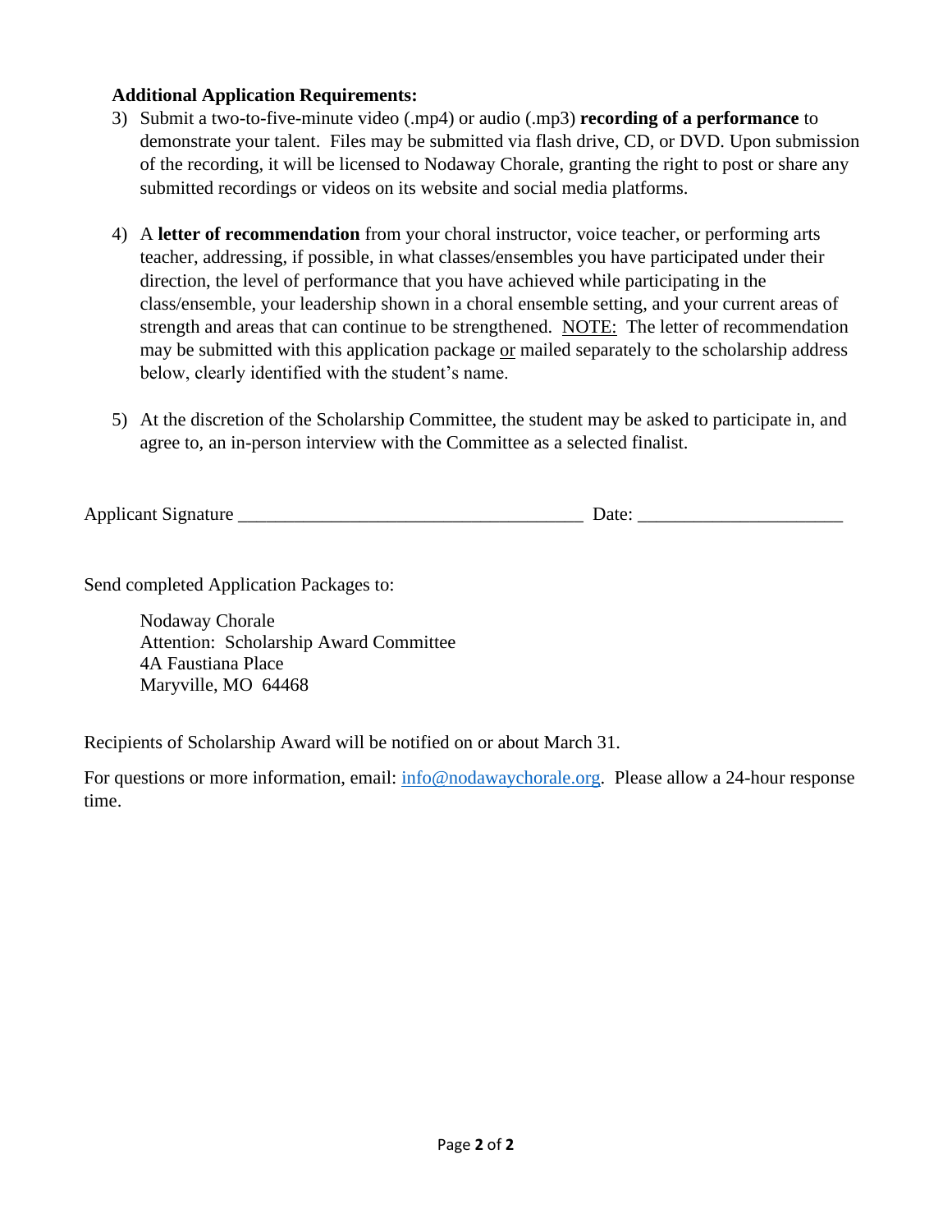**Additional Application Requirements:**

3) Submit a two-to-five-minute video (.mp4) or audio (.mp3) **recording of a performance** to demonstrate your talent. Files may be submitted via flash drive, CD, or DVD. Upon submission of the recording, it will be licensed to Nodaway Chorale, granting the right to post or share any submitted recordings or videos on its website and social media platforms.

4) A **letter of recommendation** from your choral instructor, voice teacher, or performing arts teacher, addressing, if possible, in what classes/ensembles you have participated under their direction, the level of performance that you have achieved while participating in the class/ensemble, your leadership shown in a choral ensemble setting, and your current areas of strength and areas that can continue to be strengthened. <u>NOTE:</u> The letter of recommendation may be submitted with this application package <u>or</u> mailed separately to the scholarship address below, clearly identified with the student's name.

5) At the discretion of the Scholarship Committee, the student may be asked to participate in, and agree to, an in-person interview with the Committee as a selected finalist.

Applicant Signature ____________________________________ Date: _____________________

Send completed Application Packages to:

Nodaway Chorale
Attention: Scholarship Award Committee
4A Faustiana Place
Maryville, MO 64468

Recipients of Scholarship Award will be notified on or about March 31.

For questions or more information, email: info@nodawaychorale.org. Please allow a 24-hour response time.